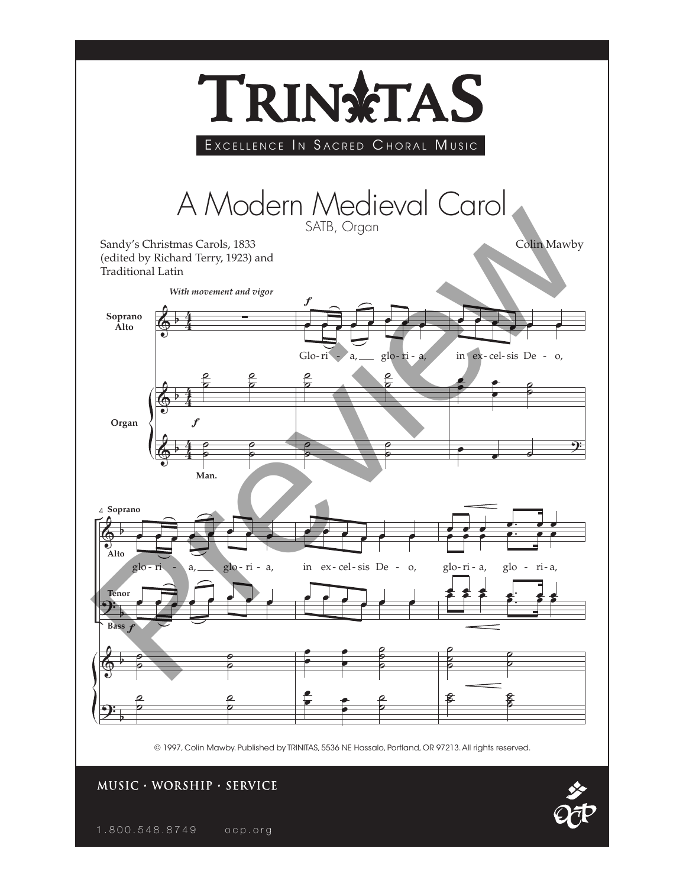# TRINITAS

EXCELLENCE IN SACRED CHORAL MUSIC

# A Modern Medieval Carol

SATB, Organ

Sandy's Christmas Carols, 1833 (edited by Richard Terry, 1923) and Traditional Latin

Colin Mawby

*With movement and vigor*

Soprano / Alto: Glo-ri - a, glo-ri - a, in ex-cel-sis De - o,

Organ — Man.

Soprano / Alto / Tenor / Bass: glo-ri - a, glo-ri - a, in ex-cel-sis De - o, glo-ri - a, glo - ri - a,

© 1997, Colin Mawby. Published by TRINITAS, 5536 NE Hassalo, Portland, OR 97213. All rights reserved.

MUSIC · WORSHIP · SERVICE

1.800.548.8749 ocp.org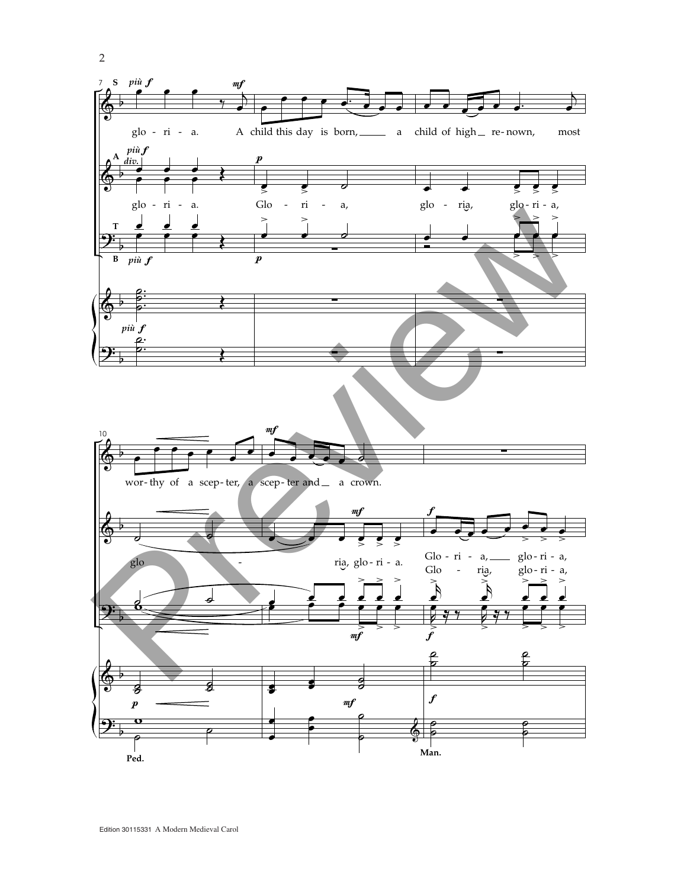S *più f* *mf*

glo - ri - a. A child this day is born, a child of high re-nown, most

A *più f* *div.* *p*

glo - ri - a. Glo - ri - a, glo - ria, glo - ri - a,

T

B *più f* *p*

*più f*

wor - thy of a scep - ter, a scep - ter and a crown.

glo - ria, glo - ri - a. Glo - ri - a, glo - ri - a,

Glo - ria, glo - ri - a,

*mf* *f*

*p* *mf* *f*

Ped. Man.

Edition 30115331 A Modern Medieval Carol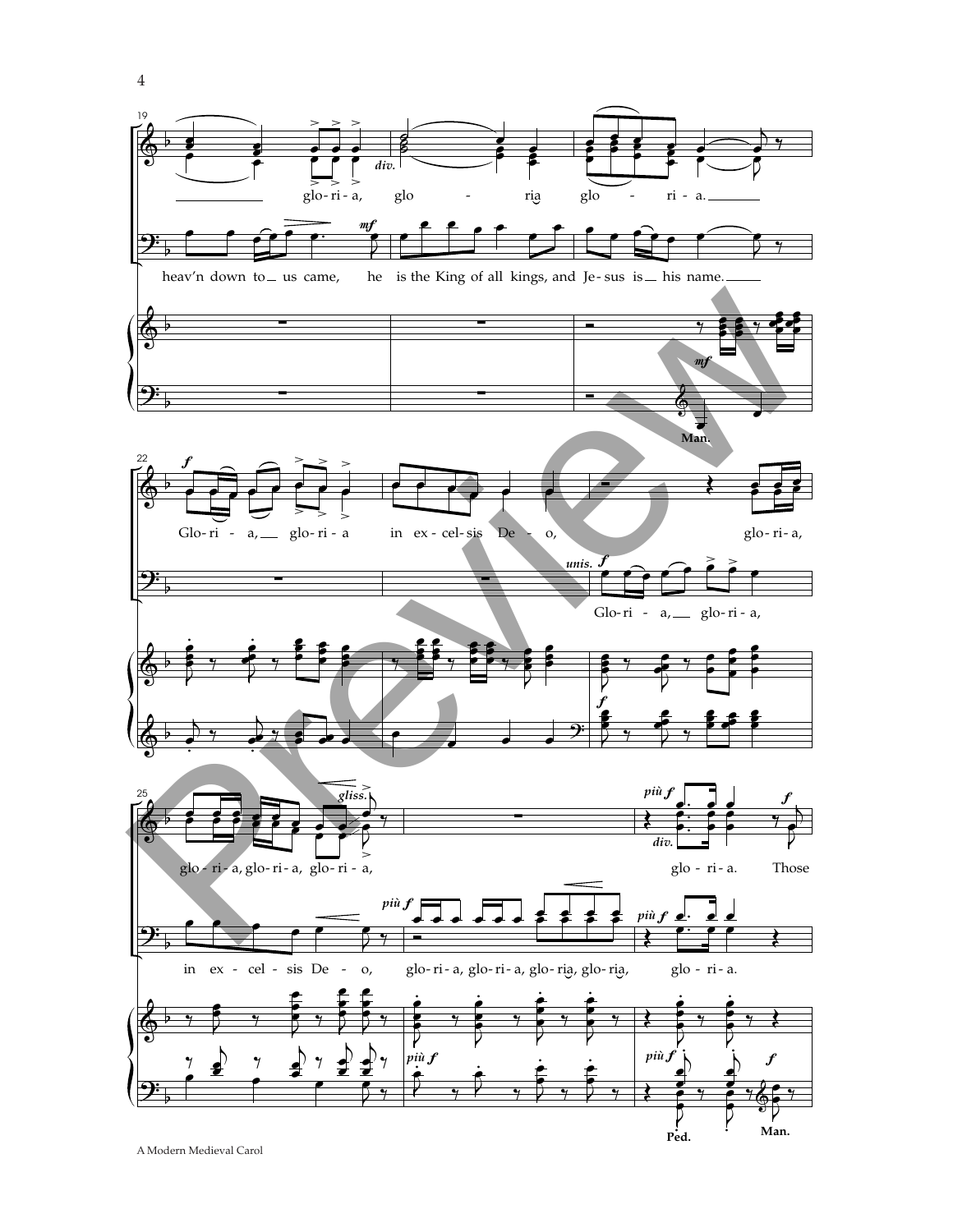glo - ri - a, glo - ria glo - ri - a.

heav'n down to us came, he is the King of all kings, and Je - sus is his name.

Glo - ri - a, glo - ri - a in ex - cel - sis De - o, glo - ri - a,

Glo - ri - a, glo - ri - a,

glo - ri - a, glo - ri - a, glo - ri - a, glo - ri - a. Those

in ex - cel - sis De - o, glo - ri - a, glo - ri - a, glo - ria, glo - ria, glo - ri - a.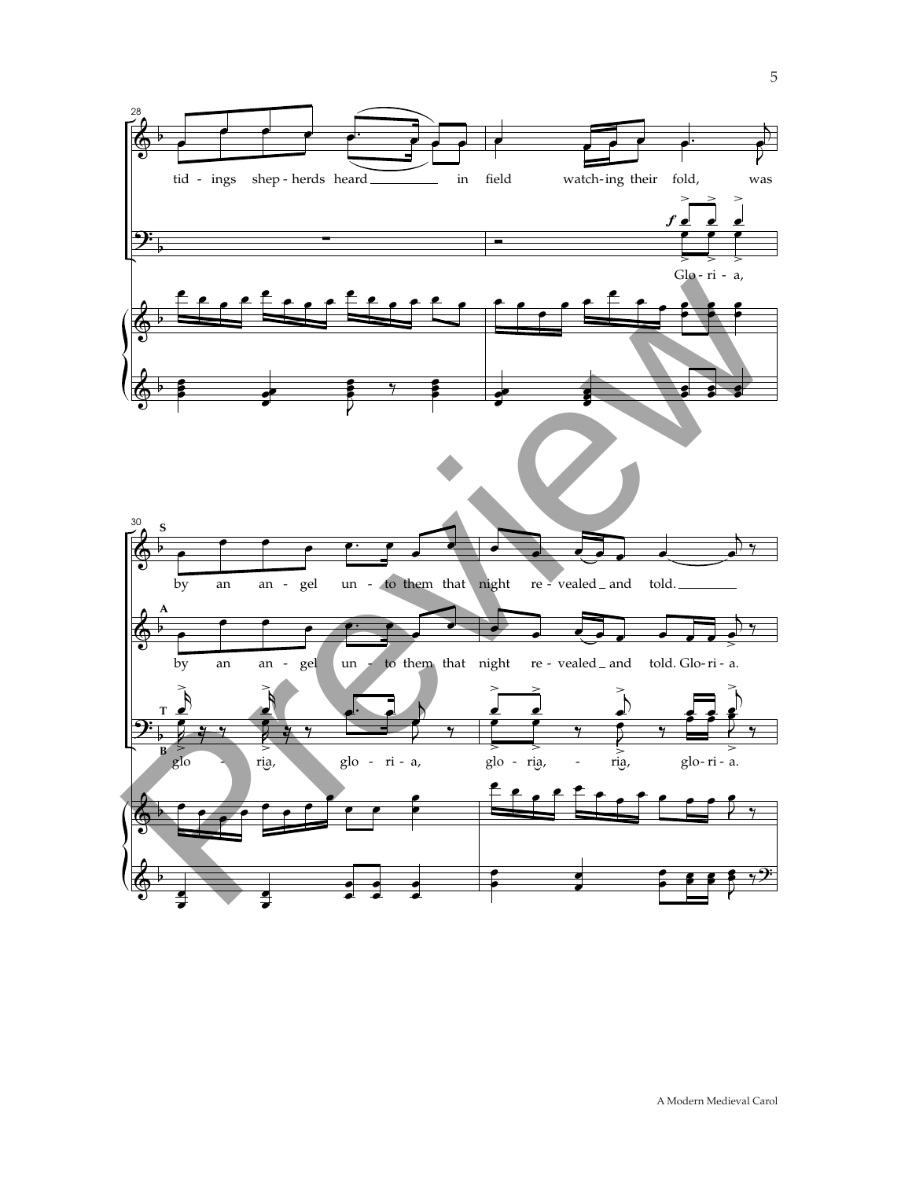tid - ings shep - herds heard in field watch - ing their fold, was

Glo - ri - a,

by an an - gel un - to them that night re - vealed _ and told.

by an an - gel un - to them that night re - vealed _ and told. Glo - ri - a.

glo - ria, glo - ri - a, glo - ria, - ria, glo - ri - a.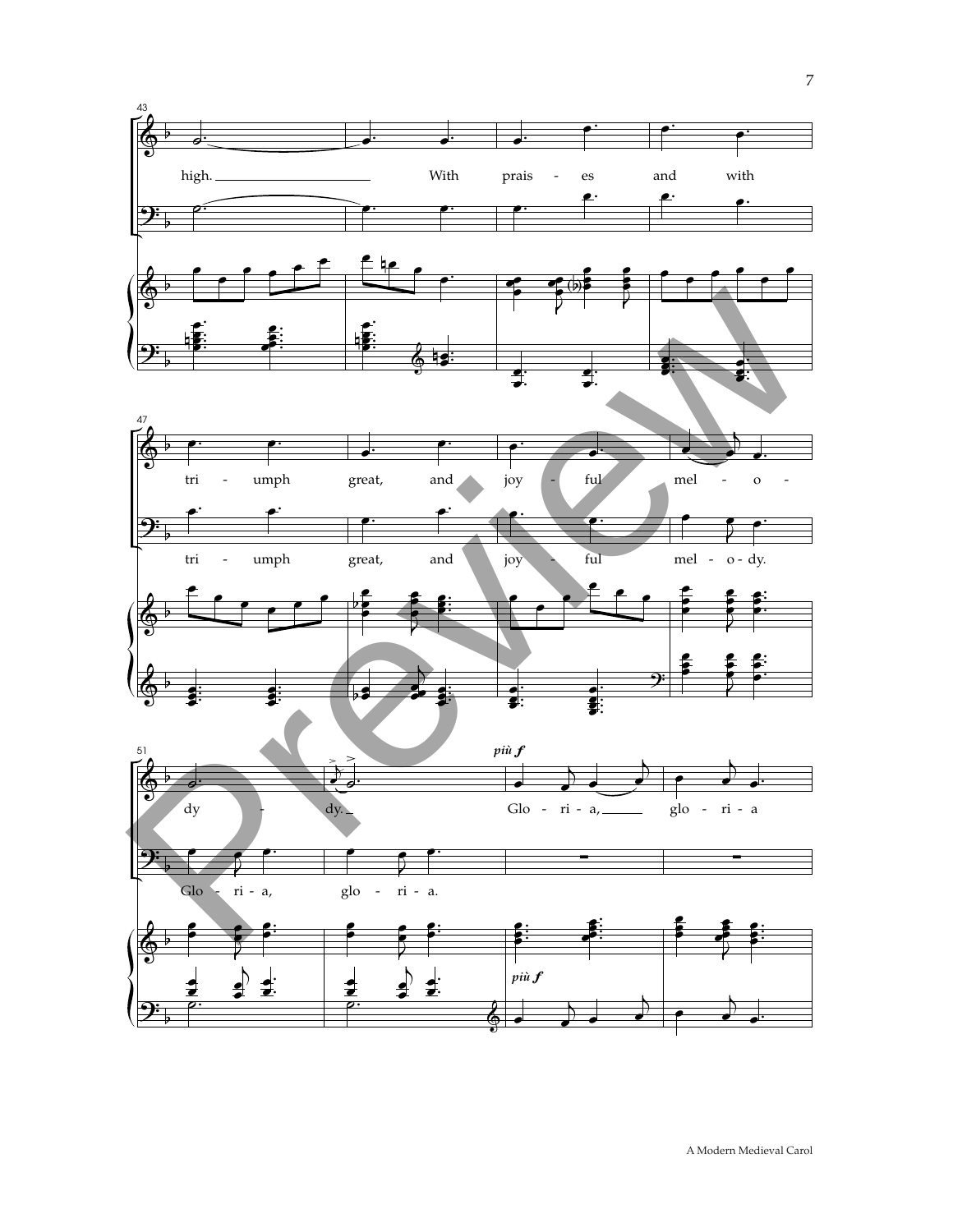high. With prais - es and with

tri - umph great, and joy - ful mel - o - dy. dy.

tri - umph great, and joy - ful mel - o - dy.

*più f*

Glo - ri - a, glo - ri - a

Glo - ri - a, glo - ri - a.